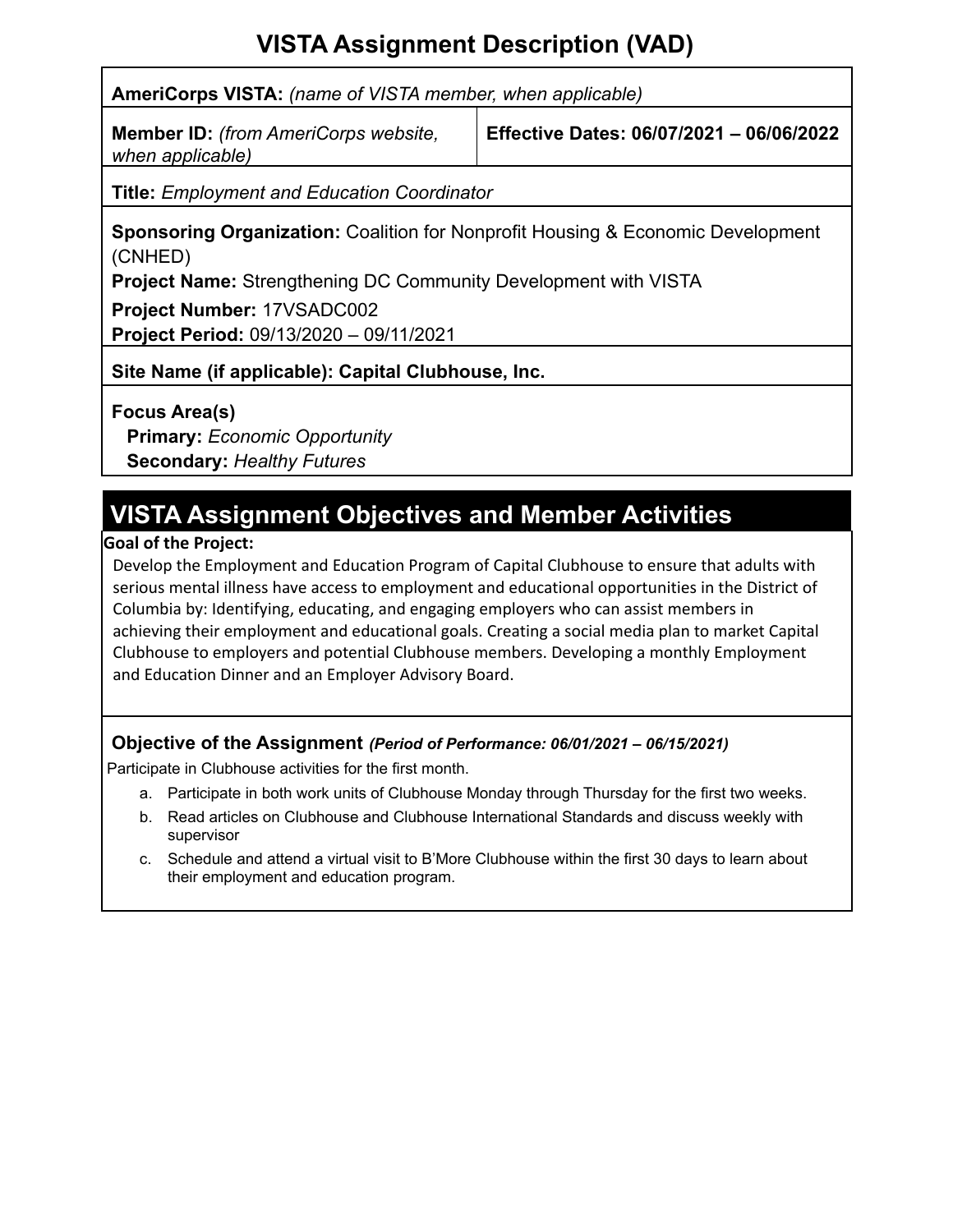# VISTA Assignment Description (VAD)

**AmeriCorps VISTA:** *(name of VISTA member, when applicable)*

| **Member ID:** *(from AmeriCorps website, when applicable)* | **Effective Dates: 06/07/2021 – 06/06/2022** |
|---|---|

**Title:** *Employment and Education Coordinator*

**Sponsoring Organization:** Coalition for Nonprofit Housing & Economic Development (CNHED)

**Project Name:** Strengthening DC Community Development with VISTA

**Project Number:** 17VSADC002

**Project Period:** 09/13/2020 – 09/11/2021

**Site Name (if applicable): Capital Clubhouse, Inc.**

**Focus Area(s)**

**Primary:** *Economic Opportunity*

**Secondary:** *Healthy Futures*

## VISTA Assignment Objectives and Member Activities

**Goal of the Project:**

Develop the Employment and Education Program of Capital Clubhouse to ensure that adults with serious mental illness have access to employment and educational opportunities in the District of Columbia by: Identifying, educating, and engaging employers who can assist members in achieving their employment and educational goals. Creating a social media plan to market Capital Clubhouse to employers and potential Clubhouse members. Developing a monthly Employment and Education Dinner and an Employer Advisory Board.

**Objective of the Assignment** ***(Period of Performance: 06/01/2021 – 06/15/2021)***

Participate in Clubhouse activities for the first month.

a. Participate in both work units of Clubhouse Monday through Thursday for the first two weeks.
b. Read articles on Clubhouse and Clubhouse International Standards and discuss weekly with supervisor
c. Schedule and attend a virtual visit to B'More Clubhouse within the first 30 days to learn about their employment and education program.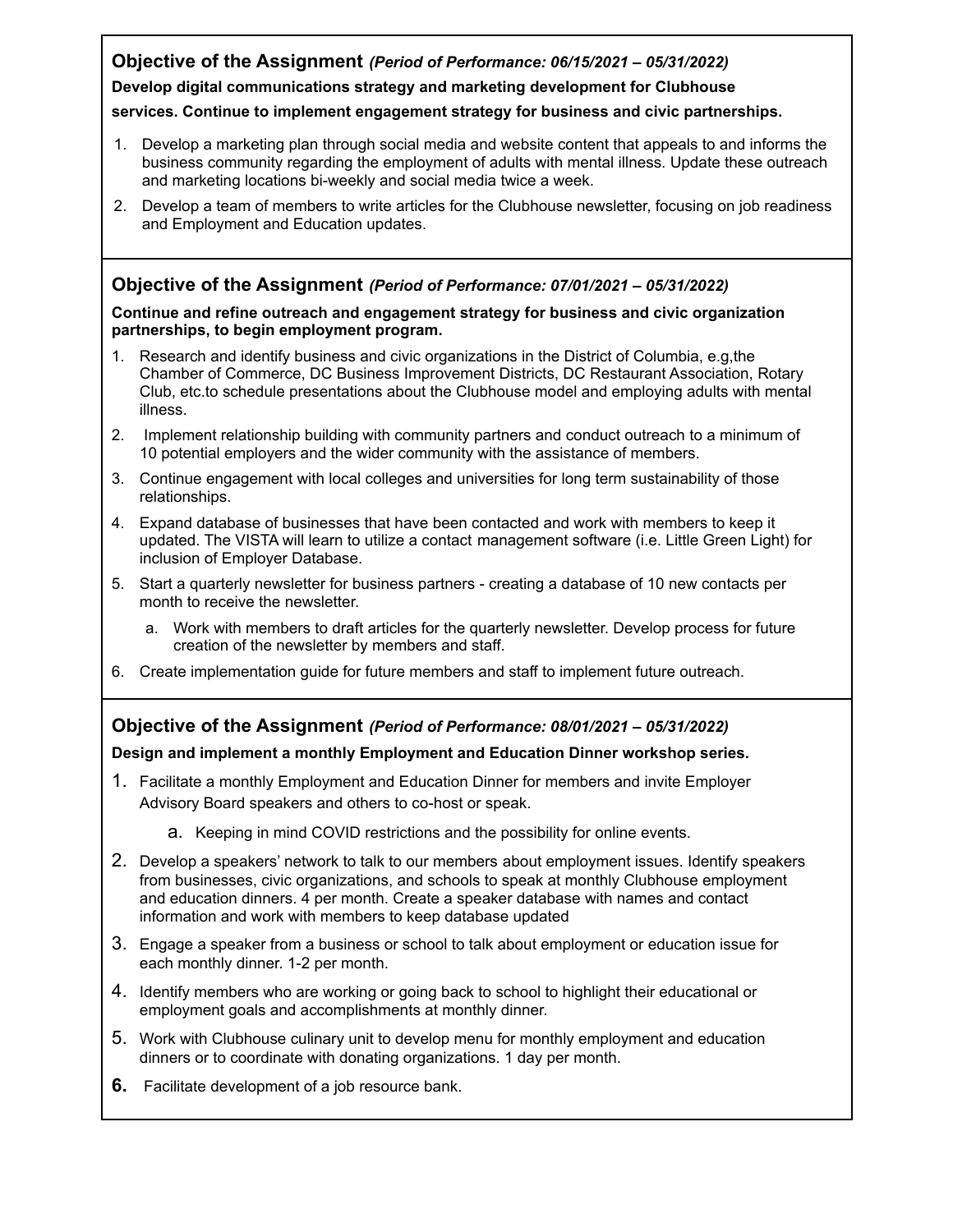**Objective of the Assignment** ***(Period of Performance: 06/15/2021 – 05/31/2022)***

**Develop digital communications strategy and marketing development for Clubhouse services. Continue to implement engagement strategy for business and civic partnerships.**

1. Develop a marketing plan through social media and website content that appeals to and informs the business community regarding the employment of adults with mental illness. Update these outreach and marketing locations bi-weekly and social media twice a week.
2. Develop a team of members to write articles for the Clubhouse newsletter, focusing on job readiness and Employment and Education updates.

**Objective of the Assignment** ***(Period of Performance: 07/01/2021 – 05/31/2022)***

**Continue and refine outreach and engagement strategy for business and civic organization partnerships, to begin employment program.**

1. Research and identify business and civic organizations in the District of Columbia, e.g,the Chamber of Commerce, DC Business Improvement Districts, DC Restaurant Association, Rotary Club, etc.to schedule presentations about the Clubhouse model and employing adults with mental illness.
2. Implement relationship building with community partners and conduct outreach to a minimum of 10 potential employers and the wider community with the assistance of members.
3. Continue engagement with local colleges and universities for long term sustainability of those relationships.
4. Expand database of businesses that have been contacted and work with members to keep it updated. The VISTA will learn to utilize a contact management software (i.e. Little Green Light) for inclusion of Employer Database.
5. Start a quarterly newsletter for business partners - creating a database of 10 new contacts per month to receive the newsletter.
   a. Work with members to draft articles for the quarterly newsletter. Develop process for future creation of the newsletter by members and staff.
6. Create implementation guide for future members and staff to implement future outreach.

**Objective of the Assignment** ***(Period of Performance: 08/01/2021 – 05/31/2022)***

**Design and implement a monthly Employment and Education Dinner workshop series.**

1. Facilitate a monthly Employment and Education Dinner for members and invite Employer Advisory Board speakers and others to co-host or speak.
   a. Keeping in mind COVID restrictions and the possibility for online events.
2. Develop a speakers' network to talk to our members about employment issues. Identify speakers from businesses, civic organizations, and schools to speak at monthly Clubhouse employment and education dinners. 4 per month. Create a speaker database with names and contact information and work with members to keep database updated
3. Engage a speaker from a business or school to talk about employment or education issue for each monthly dinner. 1-2 per month.
4. Identify members who are working or going back to school to highlight their educational or employment goals and accomplishments at monthly dinner.
5. Work with Clubhouse culinary unit to develop menu for monthly employment and education dinners or to coordinate with donating organizations. 1 day per month.
6. Facilitate development of a job resource bank.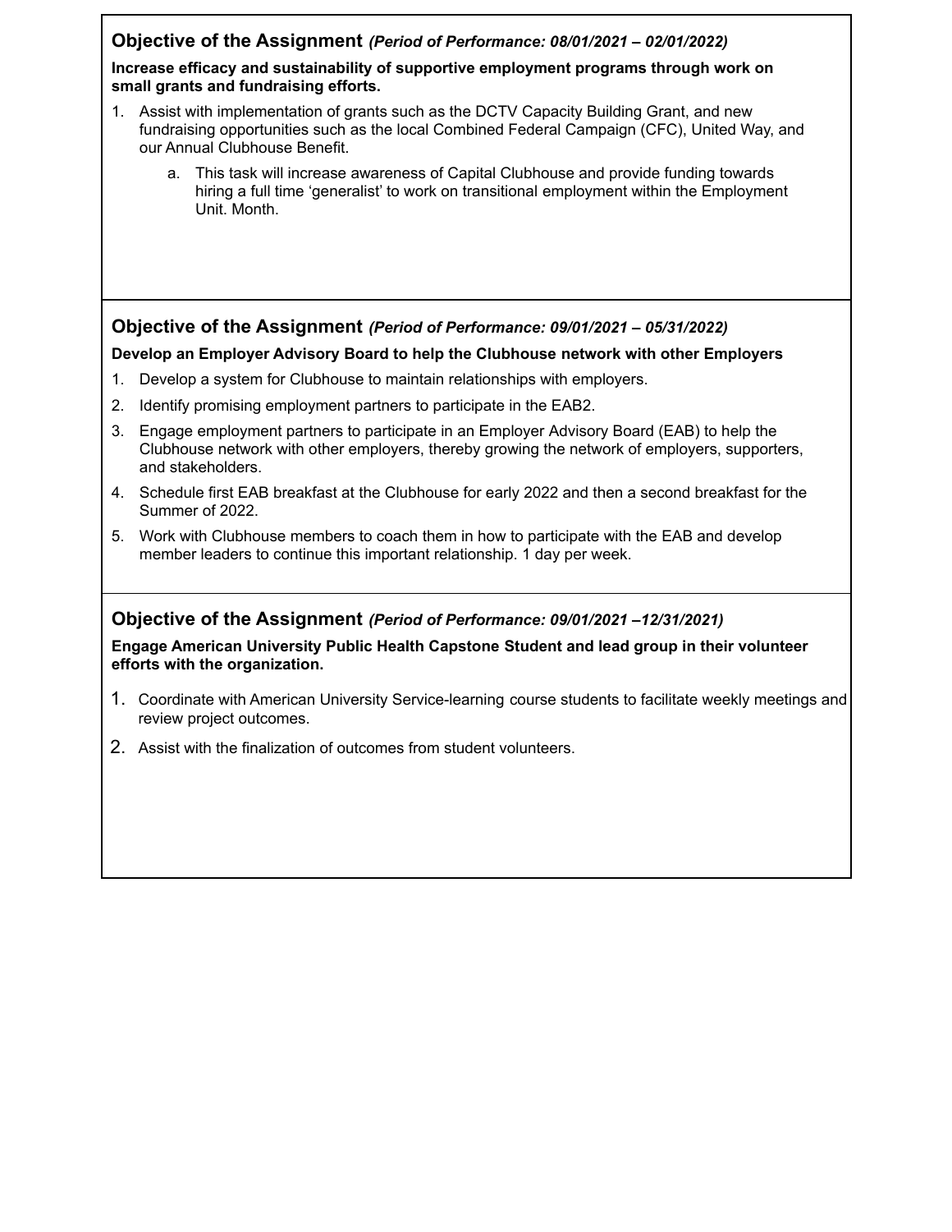## Objective of the Assignment *(Period of Performance: 08/01/2021 – 02/01/2022)*

**Increase efficacy and sustainability of supportive employment programs through work on small grants and fundraising efforts.**

1. Assist with implementation of grants such as the DCTV Capacity Building Grant, and new fundraising opportunities such as the local Combined Federal Campaign (CFC), United Way, and our Annual Clubhouse Benefit.
    a. This task will increase awareness of Capital Clubhouse and provide funding towards hiring a full time 'generalist' to work on transitional employment within the Employment Unit. Month.

## Objective of the Assignment *(Period of Performance: 09/01/2021 – 05/31/2022)*

**Develop an Employer Advisory Board to help the Clubhouse network with other Employers**

1. Develop a system for Clubhouse to maintain relationships with employers.
2. Identify promising employment partners to participate in the EAB2.
3. Engage employment partners to participate in an Employer Advisory Board (EAB) to help the Clubhouse network with other employers, thereby growing the network of employers, supporters, and stakeholders.
4. Schedule first EAB breakfast at the Clubhouse for early 2022 and then a second breakfast for the Summer of 2022.
5. Work with Clubhouse members to coach them in how to participate with the EAB and develop member leaders to continue this important relationship. 1 day per week.

## Objective of the Assignment *(Period of Performance: 09/01/2021 –12/31/2021)*

**Engage American University Public Health Capstone Student and lead group in their volunteer efforts with the organization.**

1. Coordinate with American University Service-learning course students to facilitate weekly meetings and review project outcomes.
2. Assist with the finalization of outcomes from student volunteers.